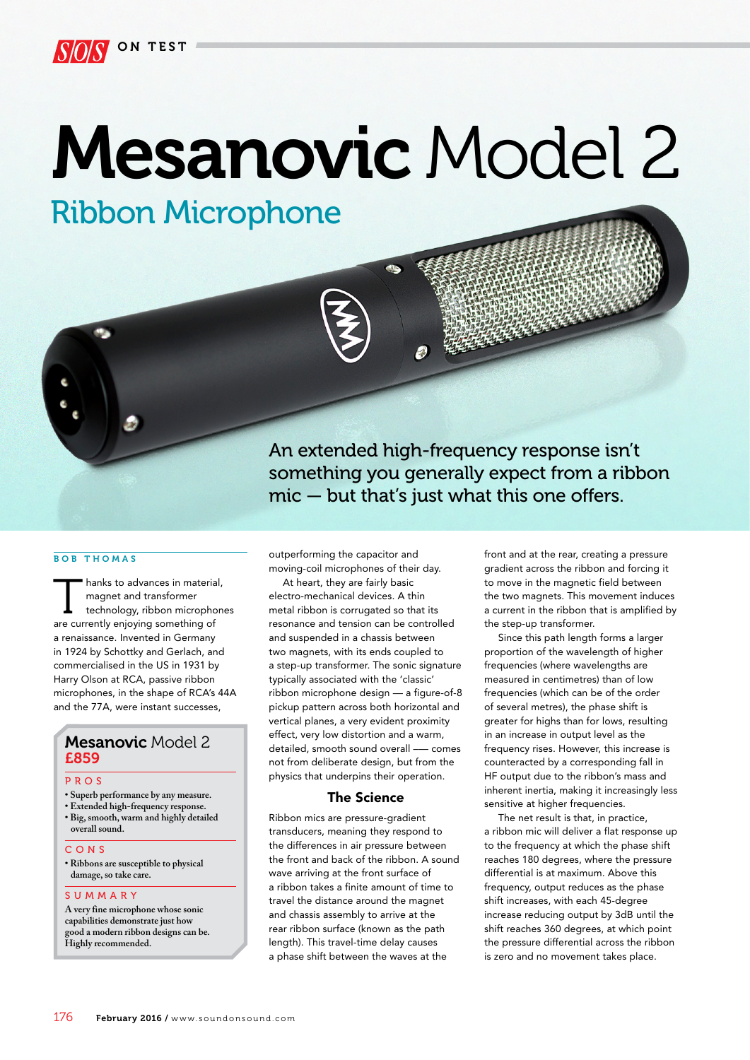# Mesanovic Model 2

## Ribbon Microphone

An extended high-frequency response isn't something you generally expect from a ribbon mic — but that's just what this one offers.

BOB THOMAS

Thanks to advances in material, magnet and transformer technology, ribbon microphones are currently enjoying something of a renaissance. Invented in Germany in 1924 by Schottky and Gerlach, and commercialised in the US in 1931 by Harry Olson at RCA, passive ribbon microphones, in the shape of RCA's 44A and the 77A, were instant successes, outperforming the capacitor and moving-coil microphones of their day.

At heart, they are fairly basic electro-mechanical devices. A thin metal ribbon is corrugated so that its resonance and tension can be controlled and suspended in a chassis between two magnets, with its ends coupled to a step-up transformer. The sonic signature typically associated with the 'classic' ribbon microphone design — a figure-of-8 pickup pattern across both horizontal and vertical planes, a very evident proximity effect, very low distortion and a warm, detailed, smooth sound overall —– comes not from deliberate design, but from the physics that underpins their operation.

### The Science

Ribbon mics are pressure-gradient transducers, meaning they respond to the differences in air pressure between the front and back of the ribbon. A sound wave arriving at the front surface of a ribbon takes a finite amount of time to travel the distance around the magnet and chassis assembly to arrive at the rear ribbon surface (known as the path length). This travel-time delay causes a phase shift between the waves at the front and at the rear, creating a pressure gradient across the ribbon and forcing it to move in the magnetic field between the two magnets. This movement induces a current in the ribbon that is amplified by the step-up transformer.

Since this path length forms a larger proportion of the wavelength of higher frequencies (where wavelengths are measured in centimetres) than of low frequencies (which can be of the order of several metres), the phase shift is greater for highs than for lows, resulting in an increase in output level as the frequency rises. However, this increase is counteracted by a corresponding fall in HF output due to the ribbon's mass and inherent inertia, making it increasingly less sensitive at higher frequencies.

The net result is that, in practice, a ribbon mic will deliver a flat response up to the frequency at which the phase shift reaches 180 degrees, where the pressure differential is at maximum. Above this frequency, output reduces as the phase shift increases, with each 45-degree increase reducing output by 3dB until the shift reaches 360 degrees, at which point the pressure differential across the ribbon is zero and no movement takes place.

---

**Mesanovic Model 2**
**£859**

**PROS**
- Superb performance by any measure.
- Extended high-frequency response.
- Big, smooth, warm and highly detailed overall sound.

**CONS**
- Ribbons are susceptible to physical damage, so take care.

**SUMMARY**
A very fine microphone whose sonic capabilities demonstrate just how good a modern ribbon designs can be. Highly recommended.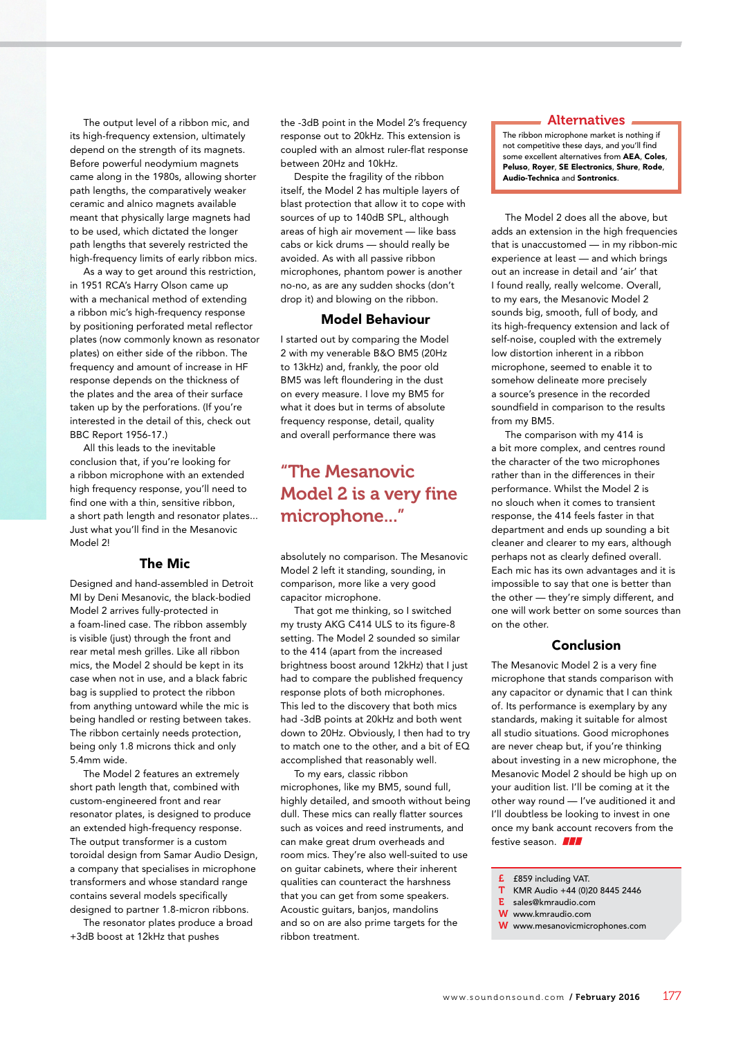The output level of a ribbon mic, and its high-frequency extension, ultimately depend on the strength of its magnets. Before powerful neodymium magnets came along in the 1980s, allowing shorter path lengths, the comparatively weaker ceramic and alnico magnets available meant that physically large magnets had to be used, which dictated the longer path lengths that severely restricted the high-frequency limits of early ribbon mics.

As a way to get around this restriction, in 1951 RCA's Harry Olson came up with a mechanical method of extending a ribbon mic's high-frequency response by positioning perforated metal reflector plates (now commonly known as resonator plates) on either side of the ribbon. The frequency and amount of increase in HF response depends on the thickness of the plates and the area of their surface taken up by the perforations. (If you're interested in the detail of this, check out BBC Report 1956-17.)

All this leads to the inevitable conclusion that, if you're looking for a ribbon microphone with an extended high frequency response, you'll need to find one with a thin, sensitive ribbon, a short path length and resonator plates... Just what you'll find in the Mesanovic Model 2!

## The Mic

Designed and hand-assembled in Detroit MI by Deni Mesanovic, the black-bodied Model 2 arrives fully-protected in a foam-lined case. The ribbon assembly is visible (just) through the front and rear metal mesh grilles. Like all ribbon mics, the Model 2 should be kept in its case when not in use, and a black fabric bag is supplied to protect the ribbon from anything untoward while the mic is being handled or resting between takes. The ribbon certainly needs protection, being only 1.8 microns thick and only 5.4mm wide.

The Model 2 features an extremely short path length that, combined with custom-engineered front and rear resonator plates, is designed to produce an extended high-frequency response. The output transformer is a custom toroidal design from Samar Audio Design, a company that specialises in microphone transformers and whose standard range contains several models specifically designed to partner 1.8-micron ribbons.

The resonator plates produce a broad +3dB boost at 12kHz that pushes the -3dB point in the Model 2's frequency response out to 20kHz. This extension is coupled with an almost ruler-flat response between 20Hz and 10kHz.

Despite the fragility of the ribbon itself, the Model 2 has multiple layers of blast protection that allow it to cope with sources of up to 140dB SPL, although areas of high air movement — like bass cabs or kick drums — should really be avoided. As with all passive ribbon microphones, phantom power is another no-no, as are any sudden shocks (don't drop it) and blowing on the ribbon.

## Model Behaviour

I started out by comparing the Model 2 with my venerable B&O BM5 (20Hz to 13kHz) and, frankly, the poor old BM5 was left floundering in the dust on every measure. I love my BM5 for what it does but in terms of absolute frequency response, detail, quality and overall performance there was absolutely no comparison. The Mesanovic Model 2 left it standing, sounding, in comparison, more like a very good capacitor microphone.

> "The Mesanovic Model 2 is a very fine microphone..."

That got me thinking, so I switched my trusty AKG C414 ULS to its figure-8 setting. The Model 2 sounded so similar to the 414 (apart from the increased brightness boost around 12kHz) that I just had to compare the published frequency response plots of both microphones. This led to the discovery that both mics had -3dB points at 20kHz and both went down to 20Hz. Obviously, I then had to try to match one to the other, and a bit of EQ accomplished that reasonably well.

To my ears, classic ribbon microphones, like my BM5, sound full, highly detailed, and smooth without being dull. These mics can really flatter sources such as voices and reed instruments, and can make great drum overheads and room mics. They're also well-suited to use on guitar cabinets, where their inherent qualities can counteract the harshness that you can get from some speakers. Acoustic guitars, banjos, mandolins and so on are also prime targets for the ribbon treatment.

The Model 2 does all the above, but adds an extension in the high frequencies that is unaccustomed — in my ribbon-mic experience at least — and which brings out an increase in detail and 'air' that I found really, really welcome. Overall, to my ears, the Mesanovic Model 2 sounds big, smooth, full of body, and its high-frequency extension and lack of self-noise, coupled with the extremely low distortion inherent in a ribbon microphone, seemed to enable it to somehow delineate more precisely a source's presence in the recorded soundfield in comparison to the results from my BM5.

The comparison with my 414 is a bit more complex, and centres round the character of the two microphones rather than in the differences in their performance. Whilst the Model 2 is no slouch when it comes to transient response, the 414 feels faster in that department and ends up sounding a bit cleaner and clearer to my ears, although perhaps not as clearly defined overall. Each mic has its own advantages and it is impossible to say that one is better than the other — they're simply different, and one will work better on some sources than on the other.

## Conclusion

The Mesanovic Model 2 is a very fine microphone that stands comparison with any capacitor or dynamic that I can think of. Its performance is exemplary by any standards, making it suitable for almost all studio situations. Good microphones are never cheap but, if you're thinking about investing in a new microphone, the Mesanovic Model 2 should be high up on your audition list. I'll be coming at it the other way round — I've auditioned it and I'll doubtless be looking to invest in one once my bank account recovers from the festive season.

### Alternatives

The ribbon microphone market is nothing if not competitive these days, and you'll find some excellent alternatives from **AEA**, **Coles**, **Peluso**, **Royer**, **SE Electronics**, **Shure**, **Rode**, **Audio-Technica** and **Sontronics**.

**£** £859 including VAT.
**T** KMR Audio +44 (0)20 8445 2446
**E** sales@kmraudio.com
**W** www.kmraudio.com
**W** www.mesanovicmicrophones.com